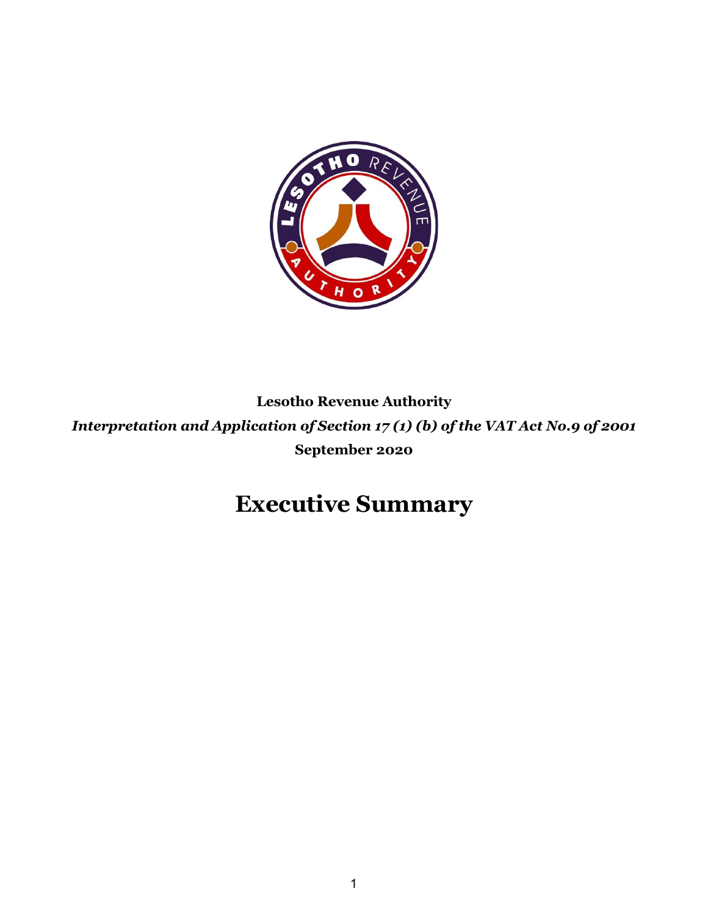**Lesotho Revenue Authority**

***Interpretation and Application of Section 17 (1) (b) of the VAT Act No.9 of 2001***

**September 2020**

# Executive Summary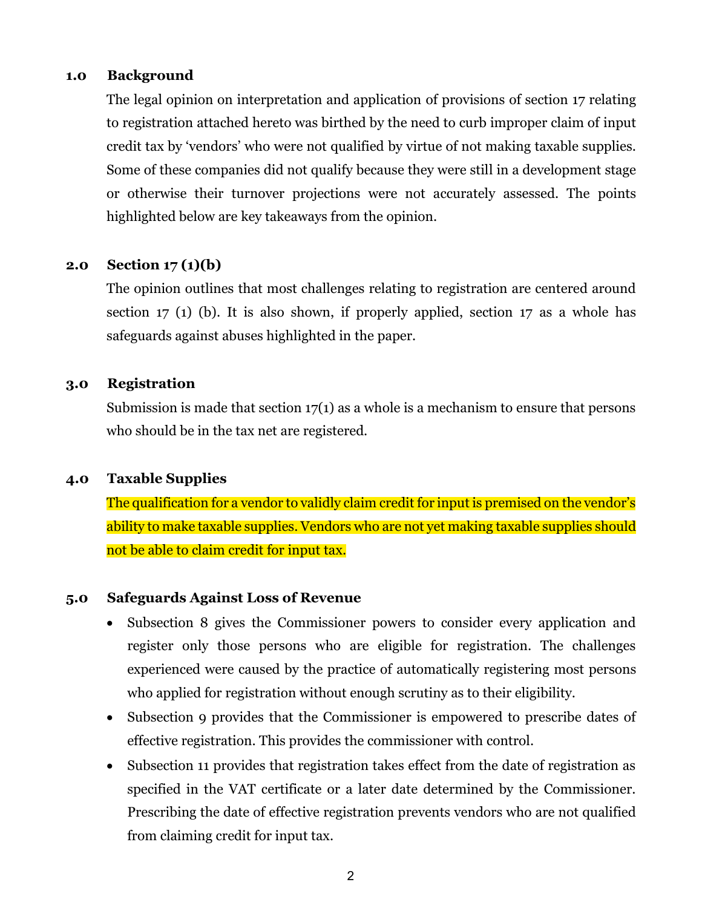## 1.0 Background

The legal opinion on interpretation and application of provisions of section 17 relating to registration attached hereto was birthed by the need to curb improper claim of input credit tax by 'vendors' who were not qualified by virtue of not making taxable supplies. Some of these companies did not qualify because they were still in a development stage or otherwise their turnover projections were not accurately assessed. The points highlighted below are key takeaways from the opinion.

## 2.0 Section 17 (1)(b)

The opinion outlines that most challenges relating to registration are centered around section 17 (1) (b). It is also shown, if properly applied, section 17 as a whole has safeguards against abuses highlighted in the paper.

## 3.0 Registration

Submission is made that section 17(1) as a whole is a mechanism to ensure that persons who should be in the tax net are registered.

## 4.0 Taxable Supplies

The qualification for a vendor to validly claim credit for input is premised on the vendor's ability to make taxable supplies. Vendors who are not yet making taxable supplies should not be able to claim credit for input tax.

## 5.0 Safeguards Against Loss of Revenue

- Subsection 8 gives the Commissioner powers to consider every application and register only those persons who are eligible for registration. The challenges experienced were caused by the practice of automatically registering most persons who applied for registration without enough scrutiny as to their eligibility.
- Subsection 9 provides that the Commissioner is empowered to prescribe dates of effective registration. This provides the commissioner with control.
- Subsection 11 provides that registration takes effect from the date of registration as specified in the VAT certificate or a later date determined by the Commissioner. Prescribing the date of effective registration prevents vendors who are not qualified from claiming credit for input tax.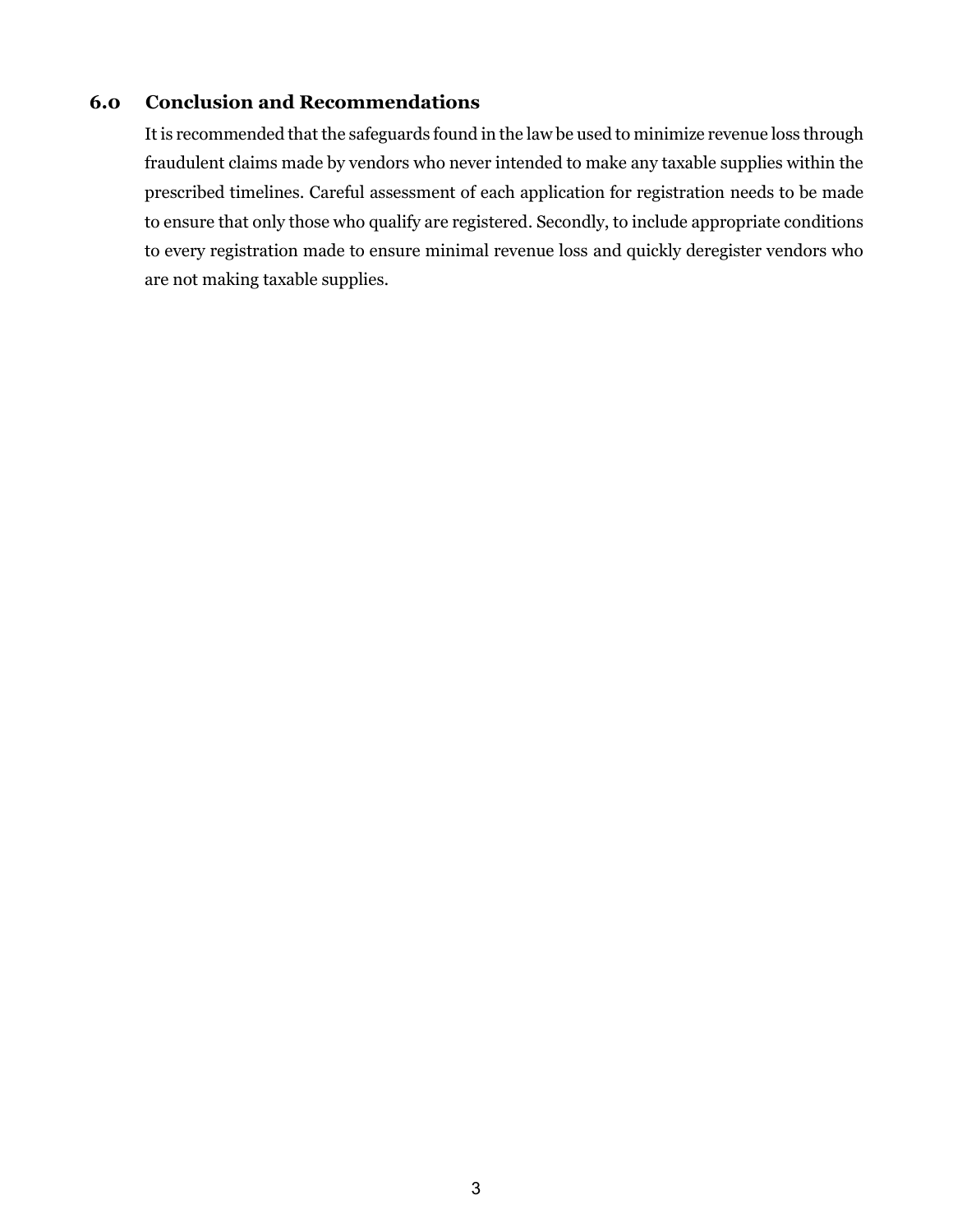## 6.0 Conclusion and Recommendations

It is recommended that the safeguards found in the law be used to minimize revenue loss through fraudulent claims made by vendors who never intended to make any taxable supplies within the prescribed timelines. Careful assessment of each application for registration needs to be made to ensure that only those who qualify are registered. Secondly, to include appropriate conditions to every registration made to ensure minimal revenue loss and quickly deregister vendors who are not making taxable supplies.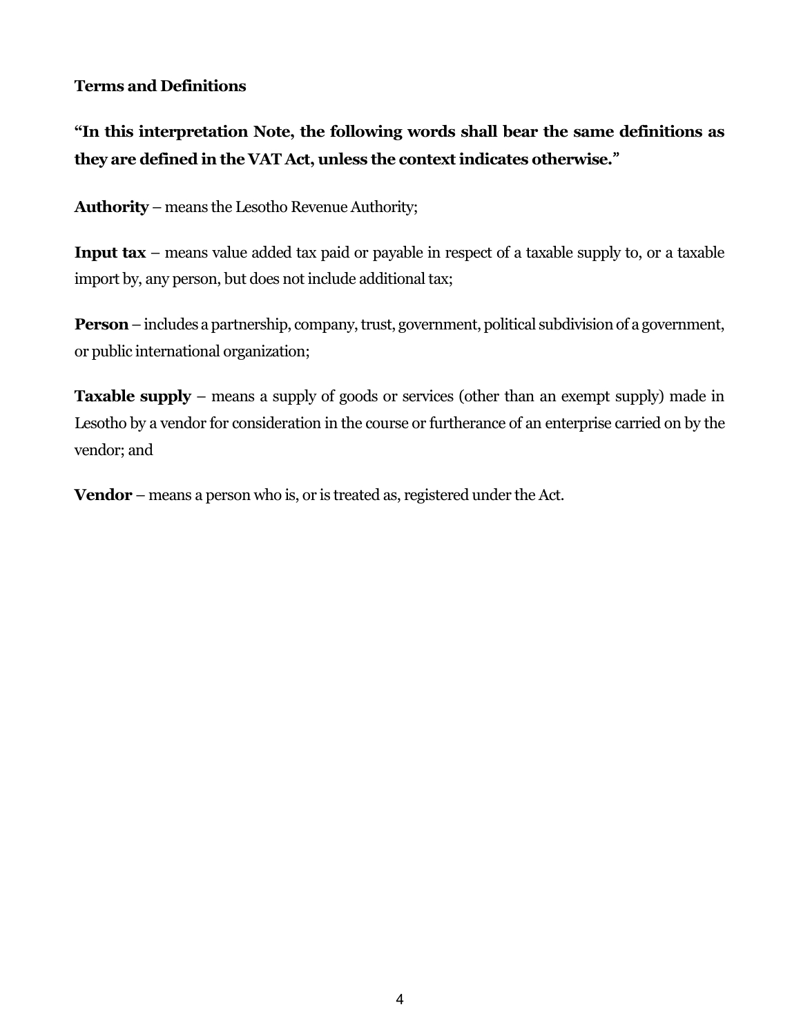**Terms and Definitions**

**"In this interpretation Note, the following words shall bear the same definitions as they are defined in the VAT Act, unless the context indicates otherwise."**

**Authority** – means the Lesotho Revenue Authority;

**Input tax** – means value added tax paid or payable in respect of a taxable supply to, or a taxable import by, any person, but does not include additional tax;

**Person** – includes a partnership, company, trust, government, political subdivision of a government, or public international organization;

**Taxable supply** – means a supply of goods or services (other than an exempt supply) made in Lesotho by a vendor for consideration in the course or furtherance of an enterprise carried on by the vendor; and

**Vendor** – means a person who is, or is treated as, registered under the Act.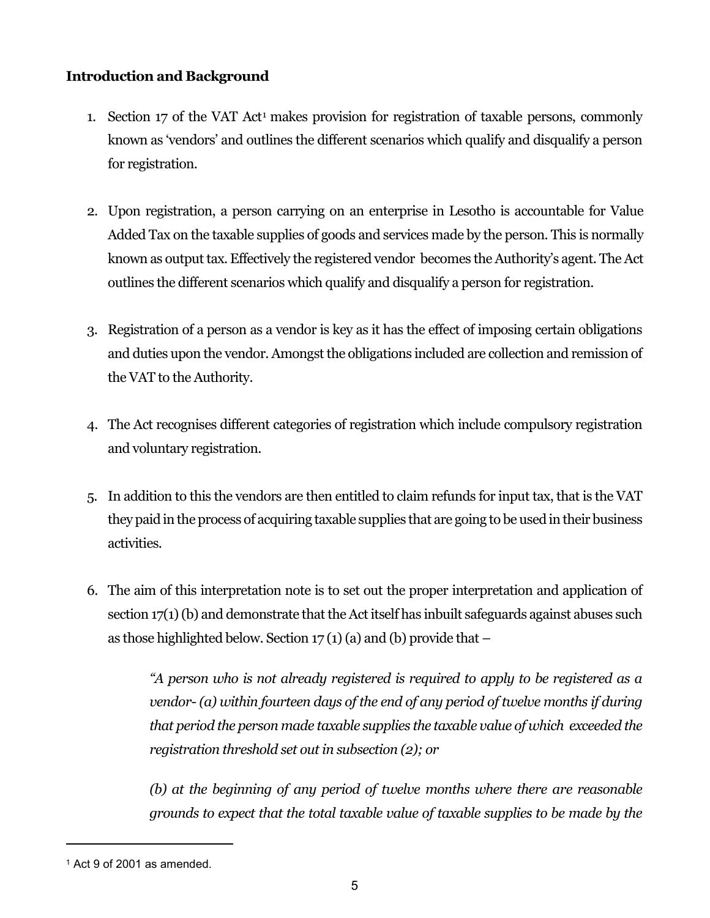**Introduction and Background**

1. Section 17 of the VAT Act[1] makes provision for registration of taxable persons, commonly known as 'vendors' and outlines the different scenarios which qualify and disqualify a person for registration.

2. Upon registration, a person carrying on an enterprise in Lesotho is accountable for Value Added Tax on the taxable supplies of goods and services made by the person. This is normally known as output tax. Effectively the registered vendor becomes the Authority's agent. The Act outlines the different scenarios which qualify and disqualify a person for registration.

3. Registration of a person as a vendor is key as it has the effect of imposing certain obligations and duties upon the vendor. Amongst the obligations included are collection and remission of the VAT to the Authority.

4. The Act recognises different categories of registration which include compulsory registration and voluntary registration.

5. In addition to this the vendors are then entitled to claim refunds for input tax, that is the VAT they paid in the process of acquiring taxable supplies that are going to be used in their business activities.

6. The aim of this interpretation note is to set out the proper interpretation and application of section 17(1) (b) and demonstrate that the Act itself has inbuilt safeguards against abuses such as those highlighted below. Section 17 (1) (a) and (b) provide that –

   *"A person who is not already registered is required to apply to be registered as a vendor- (a) within fourteen days of the end of any period of twelve months if during that period the person made taxable supplies the taxable value of which exceeded the registration threshold set out in subsection (2); or*

   *(b) at the beginning of any period of twelve months where there are reasonable grounds to expect that the total taxable value of taxable supplies to be made by the*

[1] Act 9 of 2001 as amended.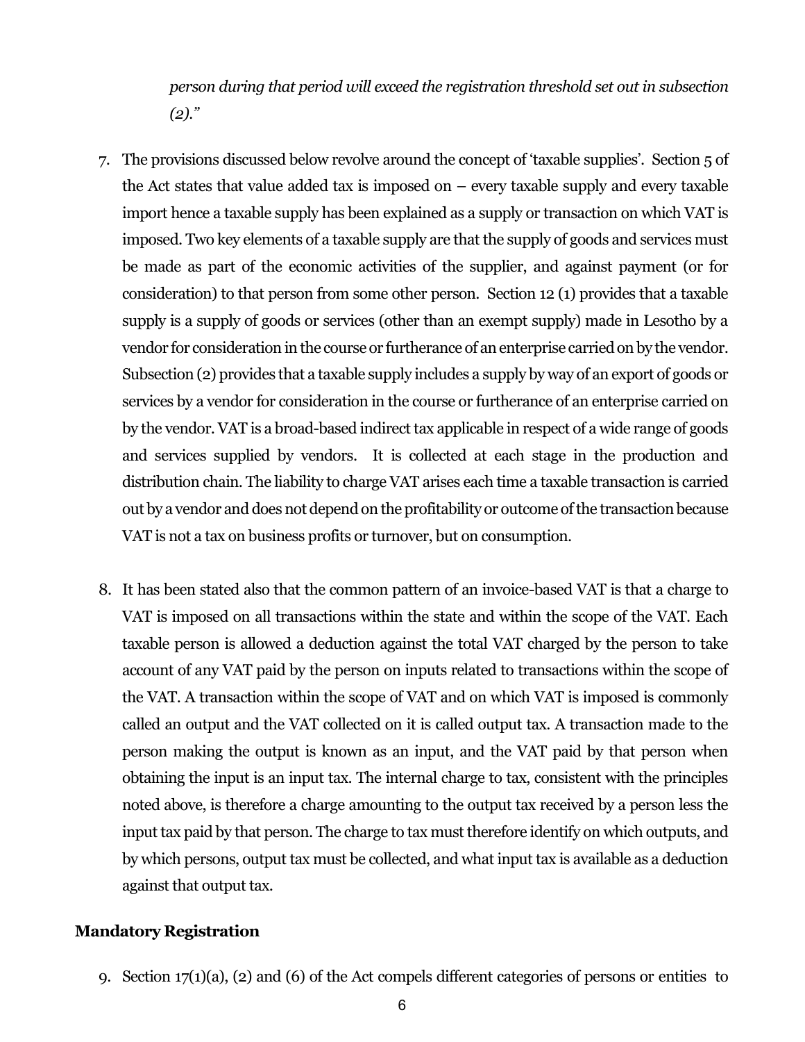*person during that period will exceed the registration threshold set out in subsection (2)."*

7. The provisions discussed below revolve around the concept of 'taxable supplies'. Section 5 of the Act states that value added tax is imposed on – every taxable supply and every taxable import hence a taxable supply has been explained as a supply or transaction on which VAT is imposed. Two key elements of a taxable supply are that the supply of goods and services must be made as part of the economic activities of the supplier, and against payment (or for consideration) to that person from some other person. Section 12 (1) provides that a taxable supply is a supply of goods or services (other than an exempt supply) made in Lesotho by a vendor for consideration in the course or furtherance of an enterprise carried on by the vendor. Subsection (2) provides that a taxable supply includes a supply by way of an export of goods or services by a vendor for consideration in the course or furtherance of an enterprise carried on by the vendor. VAT is a broad-based indirect tax applicable in respect of a wide range of goods and services supplied by vendors. It is collected at each stage in the production and distribution chain. The liability to charge VAT arises each time a taxable transaction is carried out by a vendor and does not depend on the profitability or outcome of the transaction because VAT is not a tax on business profits or turnover, but on consumption.

8. It has been stated also that the common pattern of an invoice-based VAT is that a charge to VAT is imposed on all transactions within the state and within the scope of the VAT. Each taxable person is allowed a deduction against the total VAT charged by the person to take account of any VAT paid by the person on inputs related to transactions within the scope of the VAT. A transaction within the scope of VAT and on which VAT is imposed is commonly called an output and the VAT collected on it is called output tax. A transaction made to the person making the output is known as an input, and the VAT paid by that person when obtaining the input is an input tax. The internal charge to tax, consistent with the principles noted above, is therefore a charge amounting to the output tax received by a person less the input tax paid by that person. The charge to tax must therefore identify on which outputs, and by which persons, output tax must be collected, and what input tax is available as a deduction against that output tax.

**Mandatory Registration**

9. Section 17(1)(a), (2) and (6) of the Act compels different categories of persons or entities to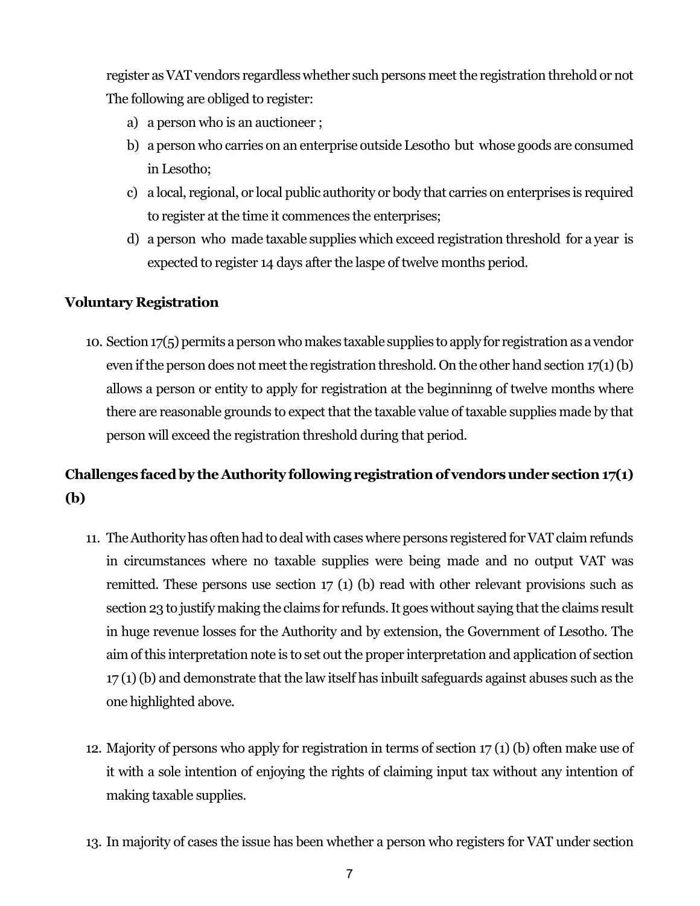register as VAT vendors regardless whether such persons meet the registration threhold or not The following are obliged to register:

a) a person who is an auctioneer ;
b) a person who carries on an enterprise outside Lesotho but whose goods are consumed in Lesotho;
c) a local, regional, or local public authority or body that carries on enterprises is required to register at the time it commences the enterprises;
d) a person who made taxable supplies which exceed registration threshold for a year is expected to register 14 days after the laspe of twelve months period.

### Voluntary Registration

10. Section 17(5) permits a person who makes taxable supplies to apply for registration as a vendor even if the person does not meet the registration threshold. On the other hand section 17(1) (b) allows a person or entity to apply for registration at the beginninng of twelve months where there are reasonable grounds to expect that the taxable value of taxable supplies made by that person will exceed the registration threshold during that period.

### Challenges faced by the Authority following registration of vendors under section 17(1) (b)

11. The Authority has often had to deal with cases where persons registered for VAT claim refunds in circumstances where no taxable supplies were being made and no output VAT was remitted. These persons use section 17 (1) (b) read with other relevant provisions such as section 23 to justify making the claims for refunds. It goes without saying that the claims result in huge revenue losses for the Authority and by extension, the Government of Lesotho. The aim of this interpretation note is to set out the proper interpretation and application of section 17 (1) (b) and demonstrate that the law itself has inbuilt safeguards against abuses such as the one highlighted above.

12. Majority of persons who apply for registration in terms of section 17 (1) (b) often make use of it with a sole intention of enjoying the rights of claiming input tax without any intention of making taxable supplies.

13. In majority of cases the issue has been whether a person who registers for VAT under section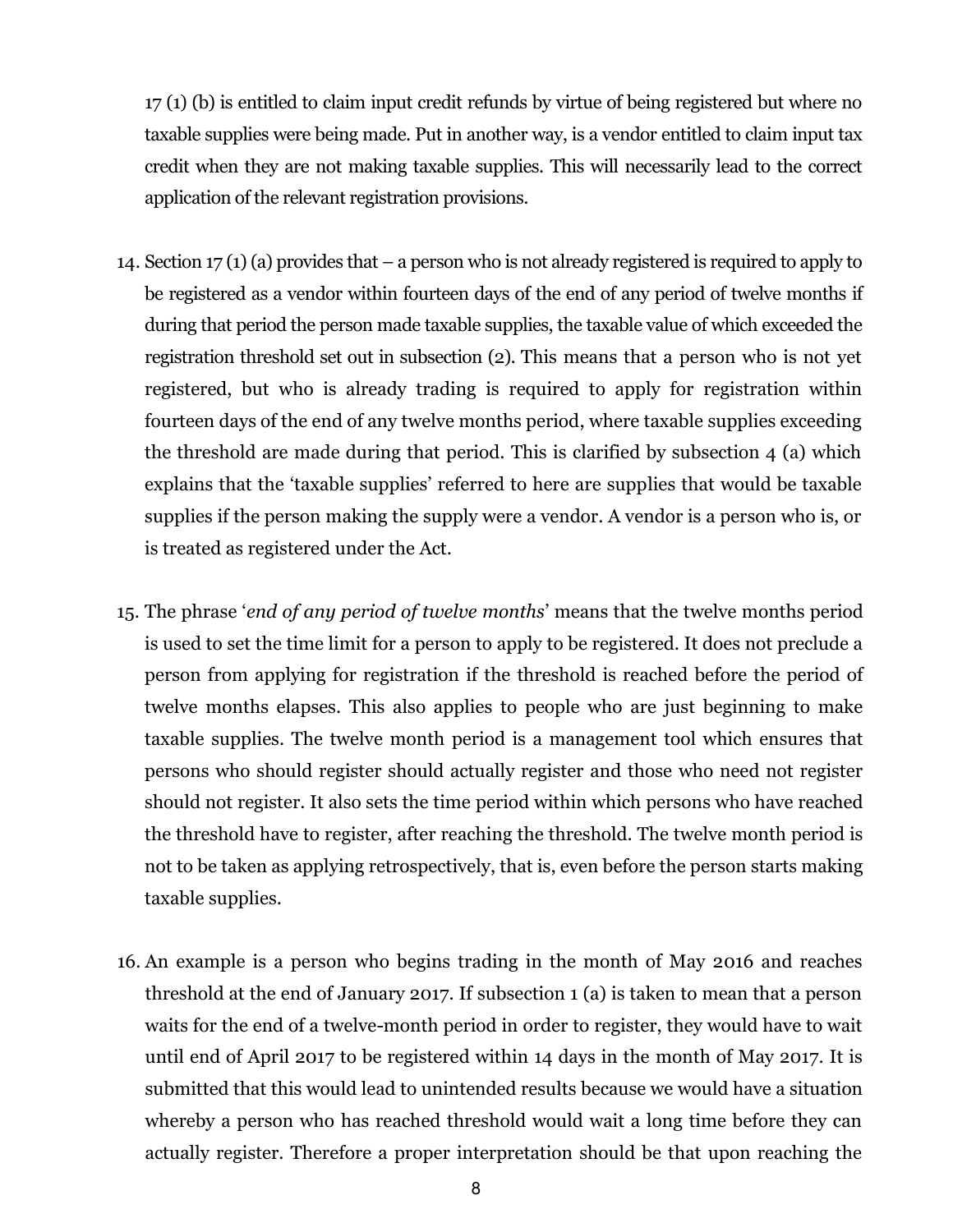17 (1) (b) is entitled to claim input credit refunds by virtue of being registered but where no taxable supplies were being made. Put in another way, is a vendor entitled to claim input tax credit when they are not making taxable supplies. This will necessarily lead to the correct application of the relevant registration provisions.

14. Section 17 (1) (a) provides that – a person who is not already registered is required to apply to be registered as a vendor within fourteen days of the end of any period of twelve months if during that period the person made taxable supplies, the taxable value of which exceeded the registration threshold set out in subsection (2). This means that a person who is not yet registered, but who is already trading is required to apply for registration within fourteen days of the end of any twelve months period, where taxable supplies exceeding the threshold are made during that period. This is clarified by subsection 4 (a) which explains that the 'taxable supplies' referred to here are supplies that would be taxable supplies if the person making the supply were a vendor. A vendor is a person who is, or is treated as registered under the Act.

15. The phrase '*end of any period of twelve months*' means that the twelve months period is used to set the time limit for a person to apply to be registered. It does not preclude a person from applying for registration if the threshold is reached before the period of twelve months elapses. This also applies to people who are just beginning to make taxable supplies. The twelve month period is a management tool which ensures that persons who should register should actually register and those who need not register should not register. It also sets the time period within which persons who have reached the threshold have to register, after reaching the threshold. The twelve month period is not to be taken as applying retrospectively, that is, even before the person starts making taxable supplies.

16. An example is a person who begins trading in the month of May 2016 and reaches threshold at the end of January 2017. If subsection 1 (a) is taken to mean that a person waits for the end of a twelve-month period in order to register, they would have to wait until end of April 2017 to be registered within 14 days in the month of May 2017. It is submitted that this would lead to unintended results because we would have a situation whereby a person who has reached threshold would wait a long time before they can actually register. Therefore a proper interpretation should be that upon reaching the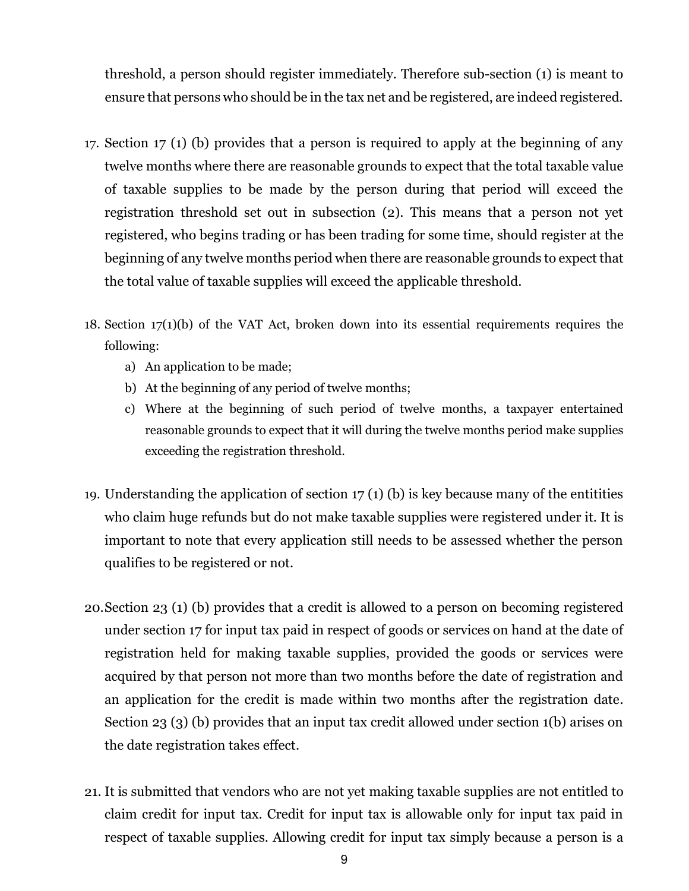threshold, a person should register immediately. Therefore sub-section (1) is meant to ensure that persons who should be in the tax net and be registered, are indeed registered.

17. Section 17 (1) (b) provides that a person is required to apply at the beginning of any twelve months where there are reasonable grounds to expect that the total taxable value of taxable supplies to be made by the person during that period will exceed the registration threshold set out in subsection (2). This means that a person not yet registered, who begins trading or has been trading for some time, should register at the beginning of any twelve months period when there are reasonable grounds to expect that the total value of taxable supplies will exceed the applicable threshold.

18. Section 17(1)(b) of the VAT Act, broken down into its essential requirements requires the following:
    a) An application to be made;
    b) At the beginning of any period of twelve months;
    c) Where at the beginning of such period of twelve months, a taxpayer entertained reasonable grounds to expect that it will during the twelve months period make supplies exceeding the registration threshold.

19. Understanding the application of section 17 (1) (b) is key because many of the entitities who claim huge refunds but do not make taxable supplies were registered under it. It is important to note that every application still needs to be assessed whether the person qualifies to be registered or not.

20. Section 23 (1) (b) provides that a credit is allowed to a person on becoming registered under section 17 for input tax paid in respect of goods or services on hand at the date of registration held for making taxable supplies, provided the goods or services were acquired by that person not more than two months before the date of registration and an application for the credit is made within two months after the registration date. Section 23 (3) (b) provides that an input tax credit allowed under section 1(b) arises on the date registration takes effect.

21. It is submitted that vendors who are not yet making taxable supplies are not entitled to claim credit for input tax. Credit for input tax is allowable only for input tax paid in respect of taxable supplies. Allowing credit for input tax simply because a person is a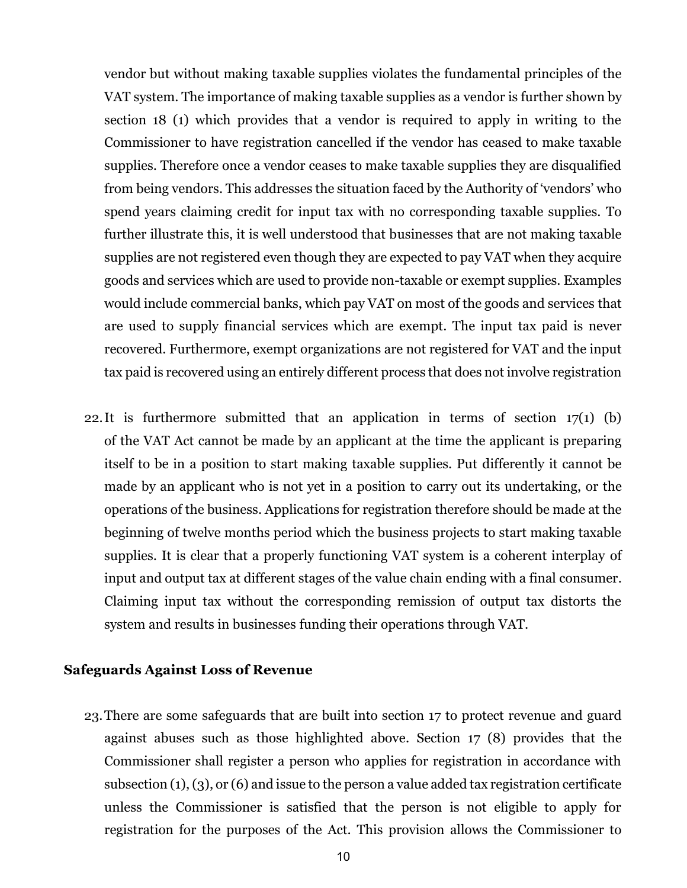vendor but without making taxable supplies violates the fundamental principles of the VAT system. The importance of making taxable supplies as a vendor is further shown by section 18 (1) which provides that a vendor is required to apply in writing to the Commissioner to have registration cancelled if the vendor has ceased to make taxable supplies. Therefore once a vendor ceases to make taxable supplies they are disqualified from being vendors. This addresses the situation faced by the Authority of 'vendors' who spend years claiming credit for input tax with no corresponding taxable supplies. To further illustrate this, it is well understood that businesses that are not making taxable supplies are not registered even though they are expected to pay VAT when they acquire goods and services which are used to provide non-taxable or exempt supplies. Examples would include commercial banks, which pay VAT on most of the goods and services that are used to supply financial services which are exempt. The input tax paid is never recovered. Furthermore, exempt organizations are not registered for VAT and the input tax paid is recovered using an entirely different process that does not involve registration

22. It is furthermore submitted that an application in terms of section 17(1) (b) of the VAT Act cannot be made by an applicant at the time the applicant is preparing itself to be in a position to start making taxable supplies. Put differently it cannot be made by an applicant who is not yet in a position to carry out its undertaking, or the operations of the business. Applications for registration therefore should be made at the beginning of twelve months period which the business projects to start making taxable supplies. It is clear that a properly functioning VAT system is a coherent interplay of input and output tax at different stages of the value chain ending with a final consumer. Claiming input tax without the corresponding remission of output tax distorts the system and results in businesses funding their operations through VAT.

**Safeguards Against Loss of Revenue**

23. There are some safeguards that are built into section 17 to protect revenue and guard against abuses such as those highlighted above. Section 17 (8) provides that the Commissioner shall register a person who applies for registration in accordance with subsection (1), (3), or (6) and issue to the person a value added tax registration certificate unless the Commissioner is satisfied that the person is not eligible to apply for registration for the purposes of the Act. This provision allows the Commissioner to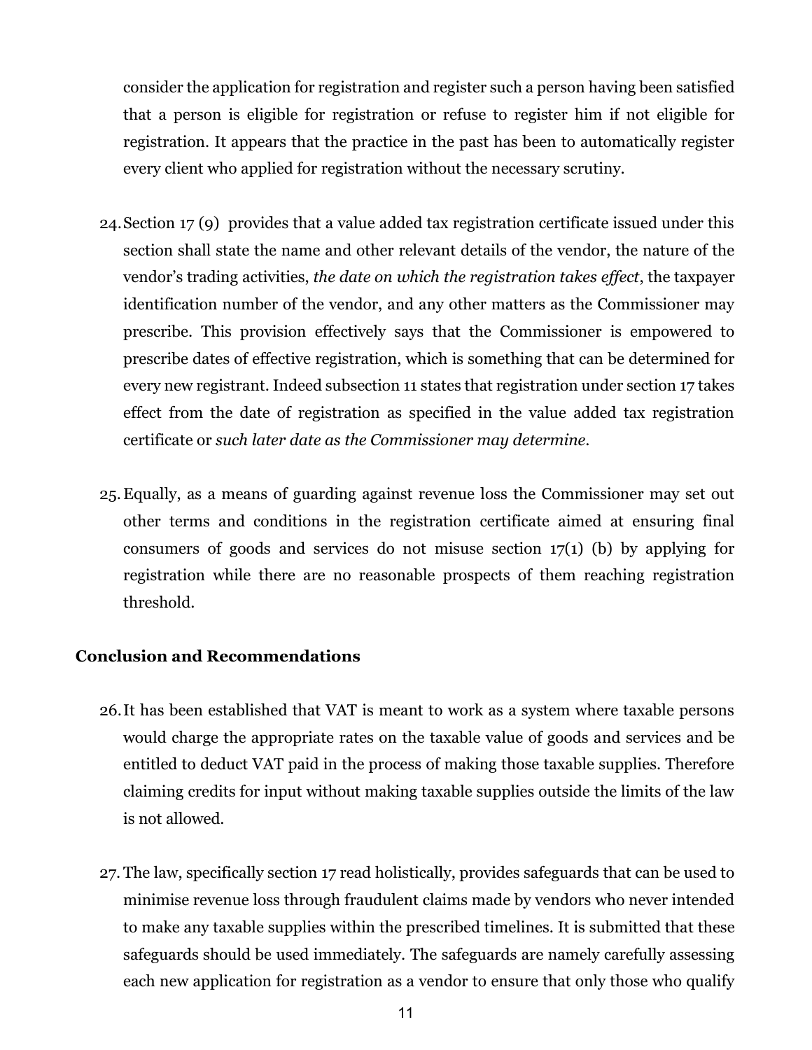consider the application for registration and register such a person having been satisfied that a person is eligible for registration or refuse to register him if not eligible for registration. It appears that the practice in the past has been to automatically register every client who applied for registration without the necessary scrutiny.

24. Section 17 (9) provides that a value added tax registration certificate issued under this section shall state the name and other relevant details of the vendor, the nature of the vendor's trading activities, *the date on which the registration takes effect*, the taxpayer identification number of the vendor, and any other matters as the Commissioner may prescribe. This provision effectively says that the Commissioner is empowered to prescribe dates of effective registration, which is something that can be determined for every new registrant. Indeed subsection 11 states that registration under section 17 takes effect from the date of registration as specified in the value added tax registration certificate or *such later date as the Commissioner may determine*.

25. Equally, as a means of guarding against revenue loss the Commissioner may set out other terms and conditions in the registration certificate aimed at ensuring final consumers of goods and services do not misuse section 17(1) (b) by applying for registration while there are no reasonable prospects of them reaching registration threshold.

## Conclusion and Recommendations

26. It has been established that VAT is meant to work as a system where taxable persons would charge the appropriate rates on the taxable value of goods and services and be entitled to deduct VAT paid in the process of making those taxable supplies. Therefore claiming credits for input without making taxable supplies outside the limits of the law is not allowed.

27. The law, specifically section 17 read holistically, provides safeguards that can be used to minimise revenue loss through fraudulent claims made by vendors who never intended to make any taxable supplies within the prescribed timelines. It is submitted that these safeguards should be used immediately. The safeguards are namely carefully assessing each new application for registration as a vendor to ensure that only those who qualify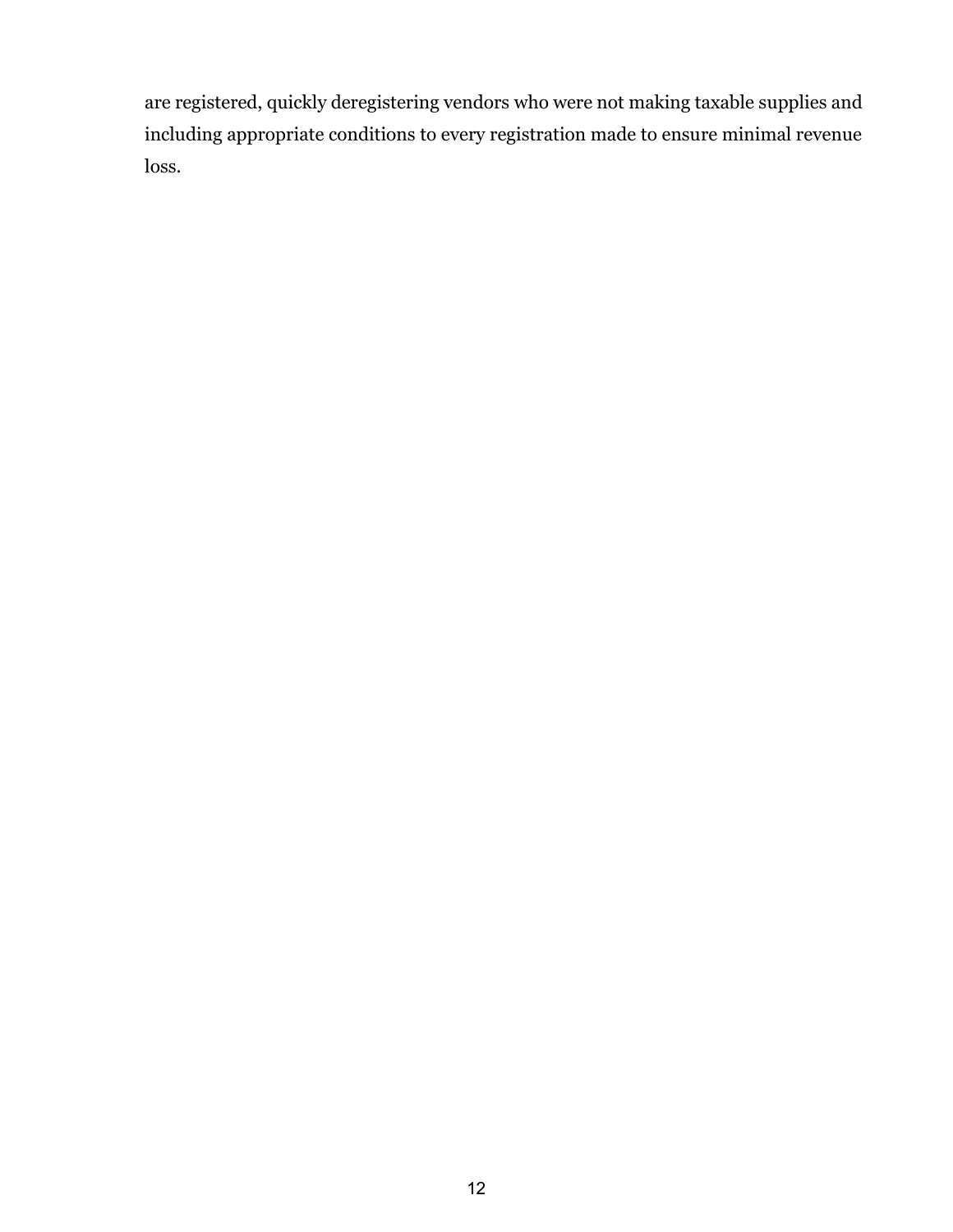are registered, quickly deregistering vendors who were not making taxable supplies and including appropriate conditions to every registration made to ensure minimal revenue loss.